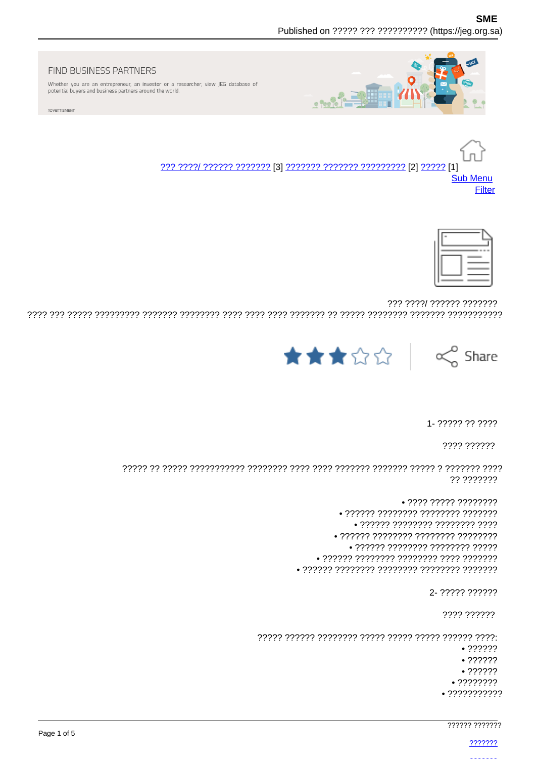FIND BUSINESS PARTNERS

Whether you are an entrepreneur, an investor or a researcher, view JEG database of potential buyers and business partners around the world.

ADVERTISMENT

??? ????/ ?????? ??????? [3] ??????? ??????? ????????? [2] ????? [1]

Sub Menu

Filter

??? ????/ ?????? ???????

???? ??? ????? ????????? ??????? ???????? ???? ???? ???? ??????? ?? ????? ???????? ??????? ???????????

Share

1- ????? ?? ????

???? ??????

????? ?? ????? ??????????? ???????? ???? ???? ??????? ??????? ????? ? ??????? ???? ?? ???????

- ???? ????? ????????
- ?????? ???????? ???????? ???????
- ?????? ???????? ???????? ????
- ?????? ???????? ???????? ????????
- ?????? ???????? ???????? ?????
- ?????? ???????? ???????? ???? ???????
- ?????? ???????? ???????? ???????? ???????

2- ????? ??????

???? ??????

????? ?????? ???????? ????? ????? ????? ?????? ????:

- ??????
- ??????
- ??????
- ????????
- ???????????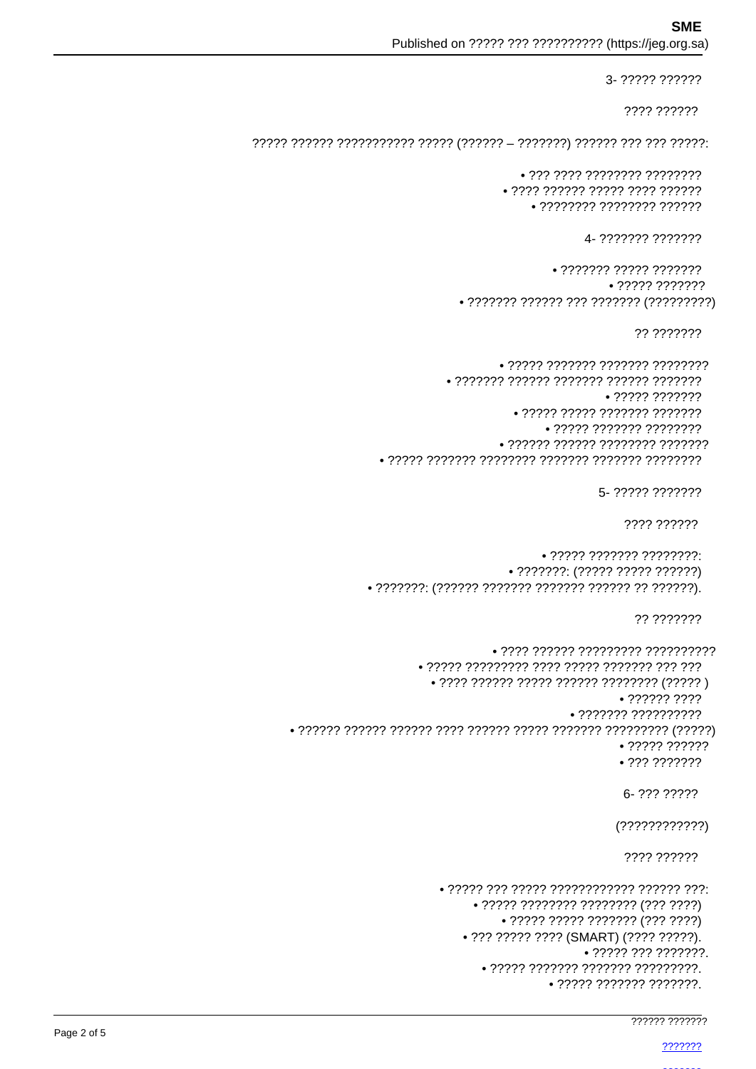3- ????? ??????

???? ??????

????? ?????? ??????????? ????? (?????? – ???????) ?????? ??? ??? ?????:

- ??? ???? ???????? ????????
- ???? ?????? ????? ???? ??????
- ???????? ???????? ??????

4- ??????? ???????

- ??????? ????? ???????
- ????? ???????
- ??????? ?????? ??? ??????? (?????????)

?? ???????

- ????? ??????? ??????? ????????
- ??????? ?????? ??????? ?????? ???????
- ????? ???????
- ????? ????? ??????? ???????
- ????? ??????? ????????
- ?????? ?????? ???????? ???????
- ????? ??????? ???????? ??????? ??????? ????????

5- ????? ???????

???? ??????

- ????? ??????? ????????:
- ???????: (????? ????? ??????)
- ???????: (?????? ??????? ??????? ?????? ?? ??????).

?? ???????

- ???? ?????? ????????? ??????????
- ????? ????????? ???? ????? ??????? ??? ???
- ???? ?????? ????? ?????? ???????? (????? )
- ?????? ????
- ??????? ??????????
- ?????? ?????? ?????? ???? ?????? ????? ??????? ????????? (?????)
- ????? ??????
- ??? ???????

6- ??? ?????

(????????????)

???? ??????

- ????? ??? ????? ???????????? ?????? ???:
- ????? ???????? ???????? (??? ????)
- ????? ????? ??????? (??? ????)
- ??? ????? ???? (SMART) (???? ?????).
- ????? ??? ???????.
- ????? ??????? ??????? ?????????.
- ????? ??????? ???????.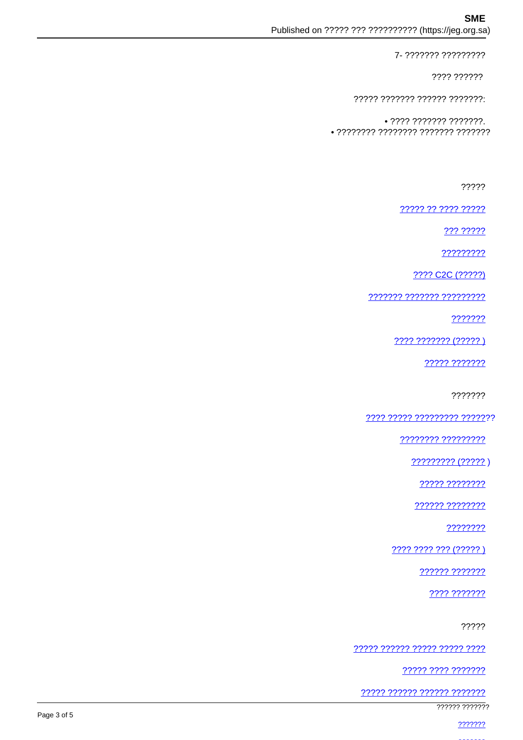7- ??????? ?????????

???? ??????

????? ??????? ?????? ???????:

- ???? ??????? ???????.
- ???????? ???????? ??????? ???????

?????

????? ?? ???? ?????

??? ?????

?????????

???? C2C (?????)

??????? ??????? ?????????

???????

???? ??????? (????? )

????? ???????

???????

???? ????? ????????? ???????

???????? ?????????

????????? (????? )

????? ????????

?????? ????????

????????

???? ???? ??? (????? )

?????? ???????

???? ???????

?????

????? ?????? ????? ????? ????

????? ???? ???????

????? ?????? ?????? ???????

?????? ???????

???????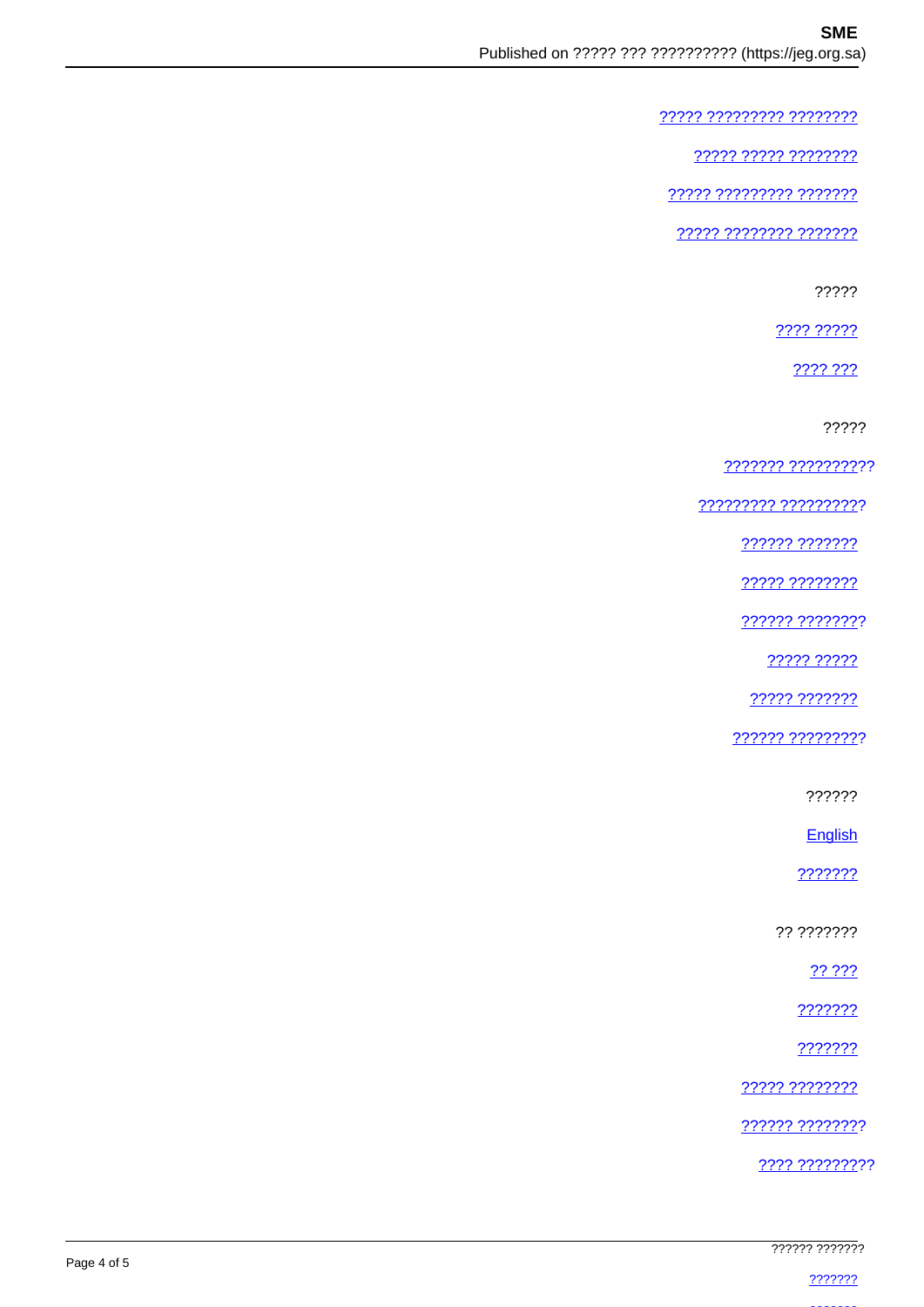????? ????????? ????????

????? ????? ????????

????? ????????? ???????

????? ???????? ???????

?????

???? ?????

???? ???

?????

??????? ??????????

????????? ??????????

?????? ???????

????? ????????

?????? ????????

????? ?????

????? ???????

?????? ?????????

??????

English

???????

?? ???????

?? ???

???????

???????

????? ????????

?????? ????????

???? ?????????

?????? ???????

???????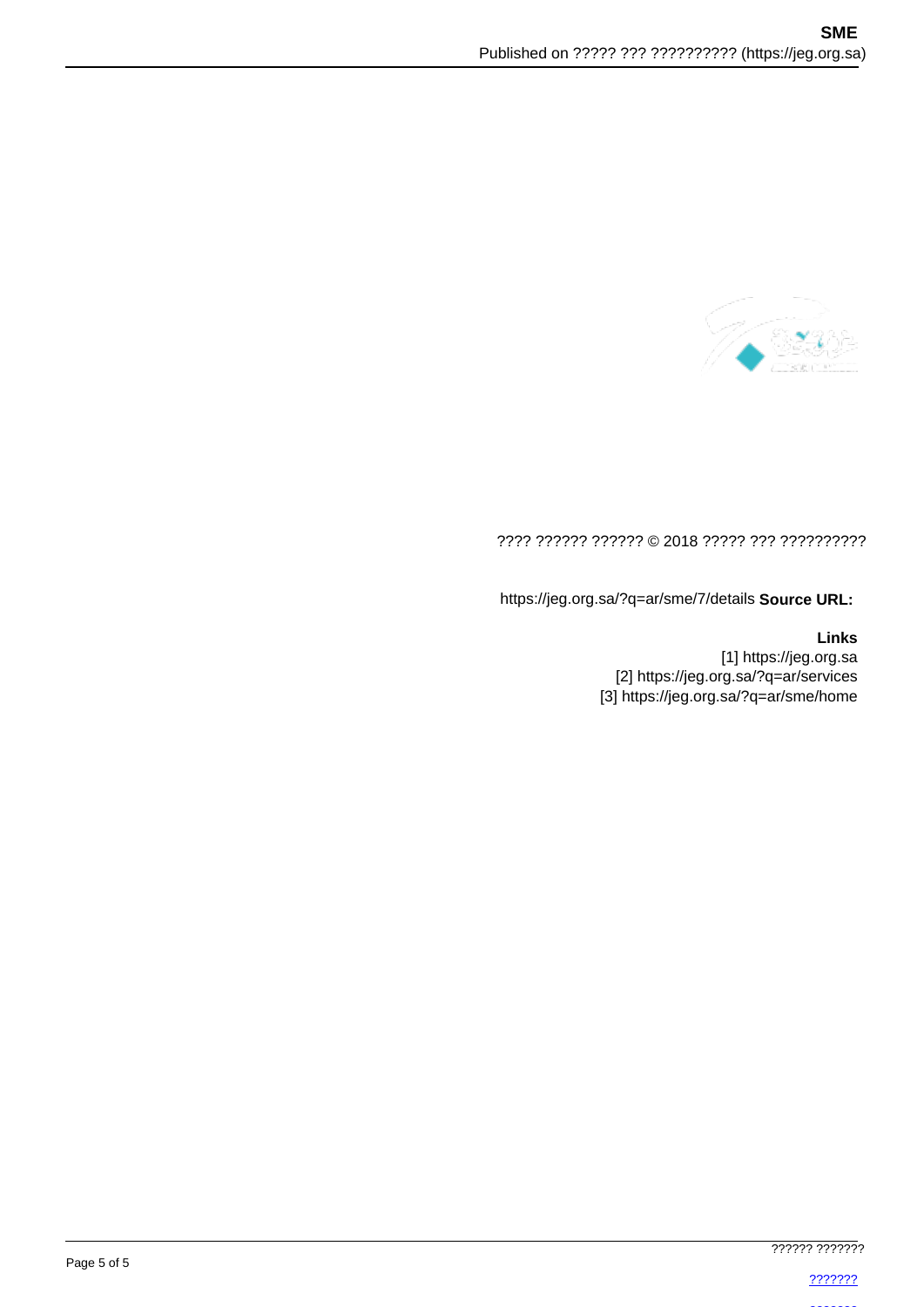???? ?????? ?????? © 2018 ????? ??? ??????????

**Source URL:** https://jeg.org.sa/?q=ar/sme/7/details

**Links**
[1] https://jeg.org.sa
[2] https://jeg.org.sa/?q=ar/services
[3] https://jeg.org.sa/?q=ar/sme/home

?????? ???????

???????